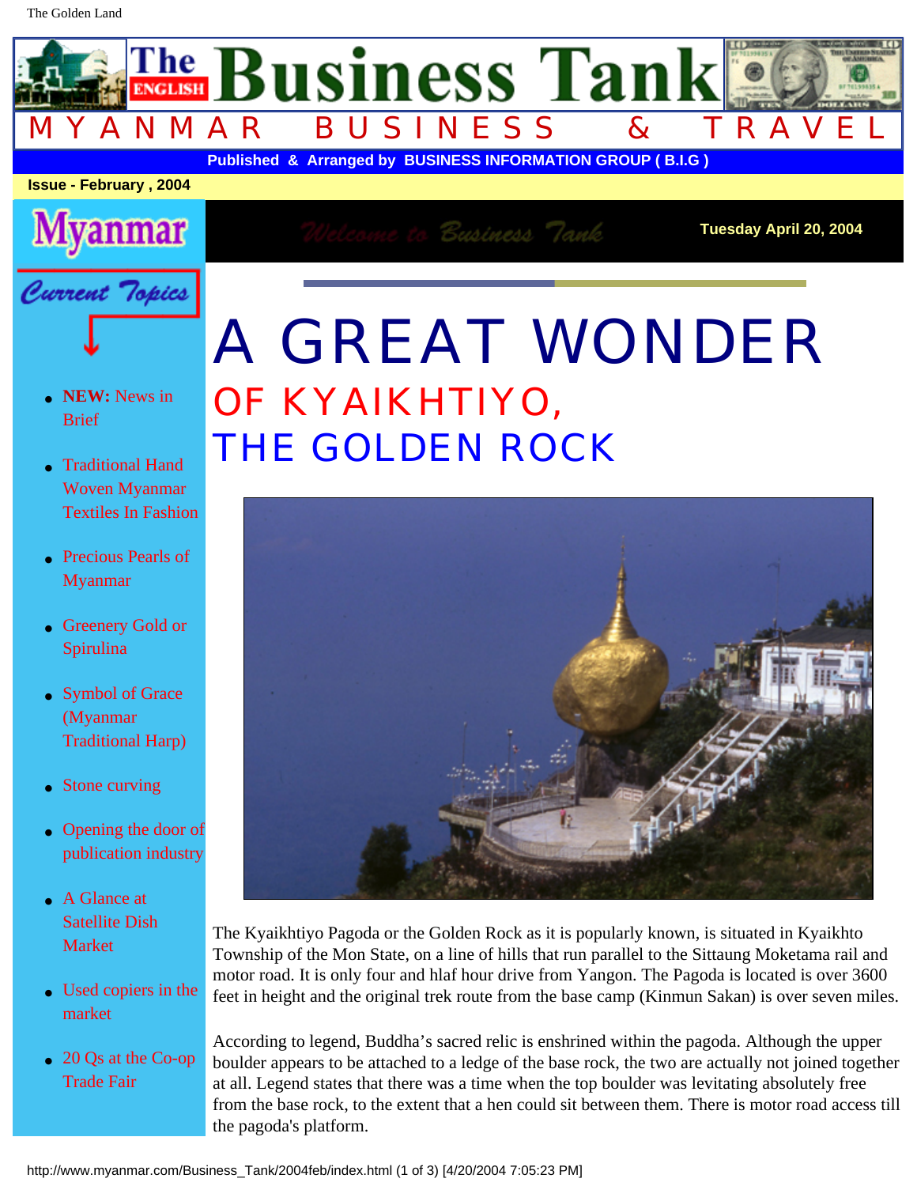# The Business Tank

MYANMAR BUSINESS & TRAVEL

**Published & Arranged by BUSINESS INFORMATION GROUP ( B.I.G )**

**Issue - February , 2004**

Myanmar

Current Topics

- **NEW:** News in Brief
- Traditional Hand Woven Myanmar Textiles In Fashion
- Precious Pearls of Myanmar
- Greenery Gold or Spirulina
- Symbol of Grace (Myanmar Traditional Harp)
- Stone curving
- Opening the door of publication industry
- A Glance at Satellite Dish Market
- Used copiers in the market
- 20 Qs at the Co-op Trade Fair

Welcome to Business Tank

**Tuesday April 20, 2004**

# A GREAT WONDER

## OF KYAIKHTIYO, THE GOLDEN ROCK

The Kyaikhtiyo Pagoda or the Golden Rock as it is popularly known, is situated in Kyaikhto Township of the Mon State, on a line of hills that run parallel to the Sittaung Moketama rail and motor road. It is only four and hlaf hour drive from Yangon. The Pagoda is located is over 3600 feet in height and the original trek route from the base camp (Kinmun Sakan) is over seven miles.

According to legend, Buddha's sacred relic is enshrined within the pagoda. Although the upper boulder appears to be attached to a ledge of the base rock, the two are actually not joined together at all. Legend states that there was a time when the top boulder was levitating absolutely free from the base rock, to the extent that a hen could sit between them. There is motor road access till the pagoda's platform.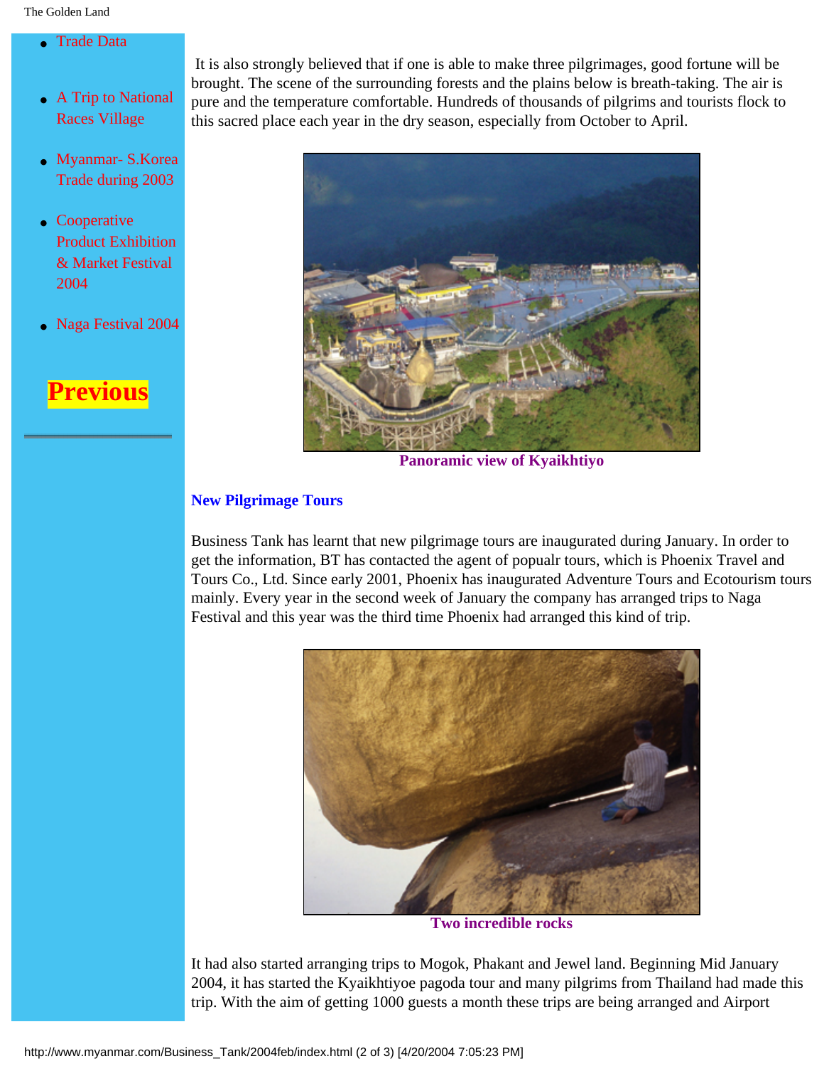- Trade Data
- A Trip to National Races Village
- Myanmar- S.Korea Trade during 2003
- Cooperative Product Exhibition & Market Festival 2004
- Naga Festival 2004

**Previous**

It is also strongly believed that if one is able to make three pilgrimages, good fortune will be brought. The scene of the surrounding forests and the plains below is breath-taking. The air is pure and the temperature comfortable. Hundreds of thousands of pilgrims and tourists flock to this sacred place each year in the dry season, especially from October to April.

**Panoramic view of Kyaikhtiyo**

### New Pilgrimage Tours

Business Tank has learnt that new pilgrimage tours are inaugurated during January. In order to get the information, BT has contacted the agent of popualr tours, which is Phoenix Travel and Tours Co., Ltd. Since early 2001, Phoenix has inaugurated Adventure Tours and Ecotourism tours mainly. Every year in the second week of January the company has arranged trips to Naga Festival and this year was the third time Phoenix had arranged this kind of trip.

**Two incredible rocks**

It had also started arranging trips to Mogok, Phakant and Jewel land. Beginning Mid January 2004, it has started the Kyaikhtiyoe pagoda tour and many pilgrims from Thailand had made this trip. With the aim of getting 1000 guests a month these trips are being arranged and Airport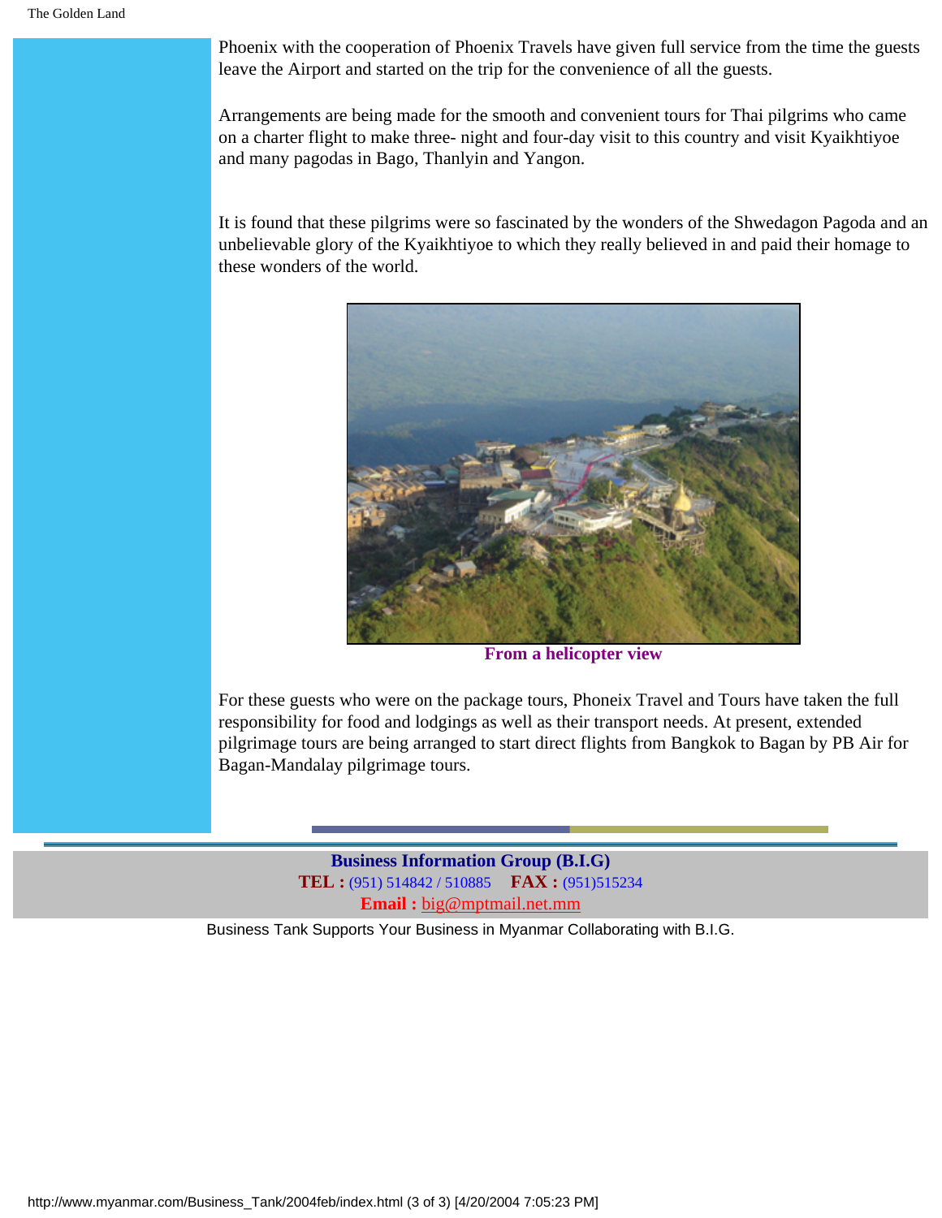Phoenix with the cooperation of Phoenix Travels have given full service from the time the guests leave the Airport and started on the trip for the convenience of all the guests.

Arrangements are being made for the smooth and convenient tours for Thai pilgrims who came on a charter flight to make three- night and four-day visit to this country and visit Kyaikhtiyoe and many pagodas in Bago, Thanlyin and Yangon.

It is found that these pilgrims were so fascinated by the wonders of the Shwedagon Pagoda and an unbelievable glory of the Kyaikhtiyoe to which they really believed in and paid their homage to these wonders of the world.

**From a helicopter view**

For these guests who were on the package tours, Phoneix Travel and Tours have taken the full responsibility for food and lodgings as well as their transport needs. At present, extended pilgrimage tours are being arranged to start direct flights from Bangkok to Bagan by PB Air for Bagan-Mandalay pilgrimage tours.

**Business Information Group (B.I.G)**
**TEL :** (951) 514842 / 510885 **FAX :** (951)515234
**Email :** big@mptmail.net.mm

Business Tank Supports Your Business in Myanmar Collaborating with B.I.G.